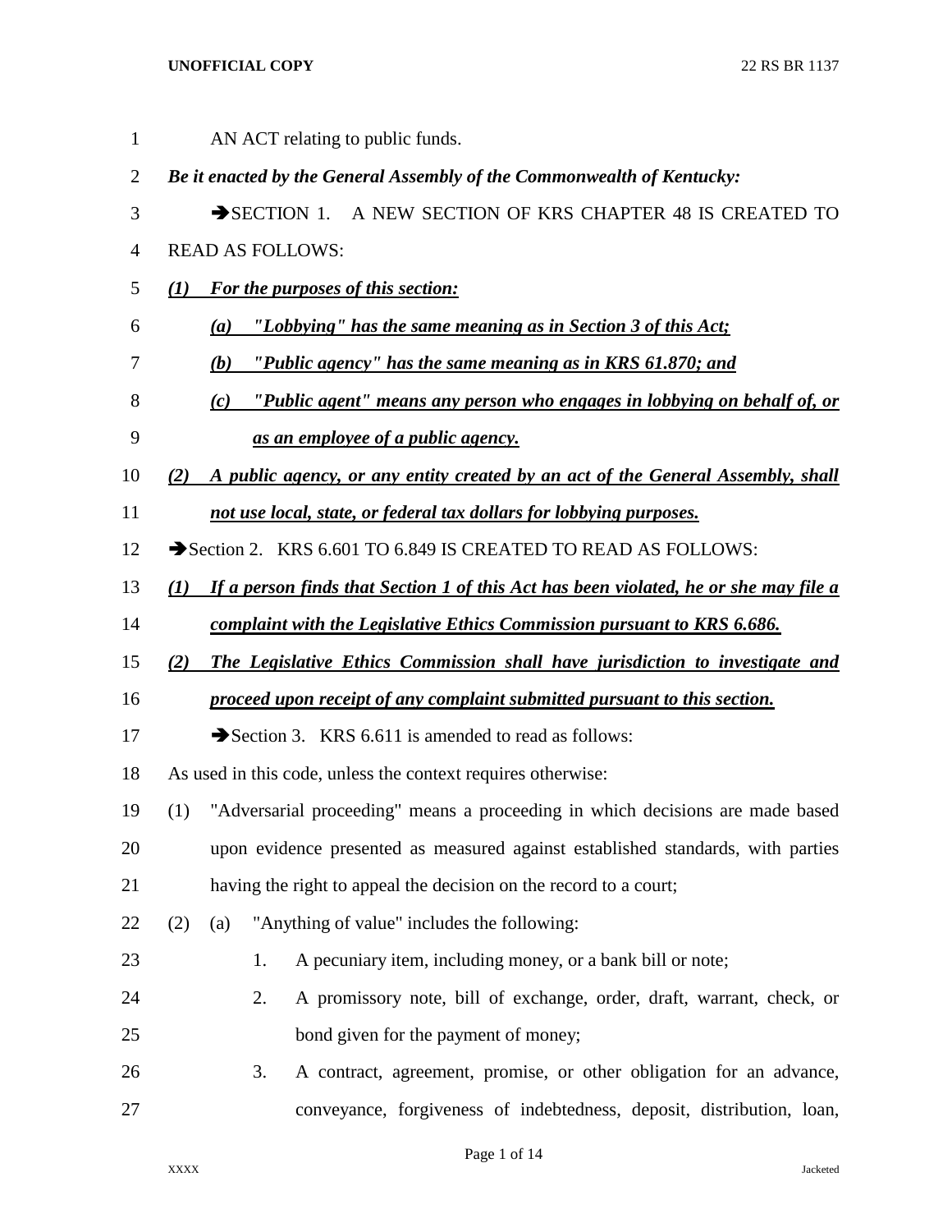AN ACT relating to public funds.

***Be it enacted by the General Assembly of the Commonwealth of Kentucky:***

➔SECTION 1. A NEW SECTION OF KRS CHAPTER 48 IS CREATED TO READ AS FOLLOWS:

***(1) For the purposes of this section:***

***(a) "Lobbying" has the same meaning as in Section 3 of this Act;***

***(b) "Public agency" has the same meaning as in KRS 61.870; and***

***(c) "Public agent" means any person who engages in lobbying on behalf of, or as an employee of a public agency.***

***(2) A public agency, or any entity created by an act of the General Assembly, shall not use local, state, or federal tax dollars for lobbying purposes.***

➔Section 2. KRS 6.601 TO 6.849 IS CREATED TO READ AS FOLLOWS:

***(1) If a person finds that Section 1 of this Act has been violated, he or she may file a complaint with the Legislative Ethics Commission pursuant to KRS 6.686.***

***(2) The Legislative Ethics Commission shall have jurisdiction to investigate and proceed upon receipt of any complaint submitted pursuant to this section.***

➔Section 3. KRS 6.611 is amended to read as follows:

As used in this code, unless the context requires otherwise:

(1) "Adversarial proceeding" means a proceeding in which decisions are made based upon evidence presented as measured against established standards, with parties having the right to appeal the decision on the record to a court;

(2) (a) "Anything of value" includes the following:

1. A pecuniary item, including money, or a bank bill or note;

2. A promissory note, bill of exchange, order, draft, warrant, check, or bond given for the payment of money;

3. A contract, agreement, promise, or other obligation for an advance, conveyance, forgiveness of indebtedness, deposit, distribution, loan,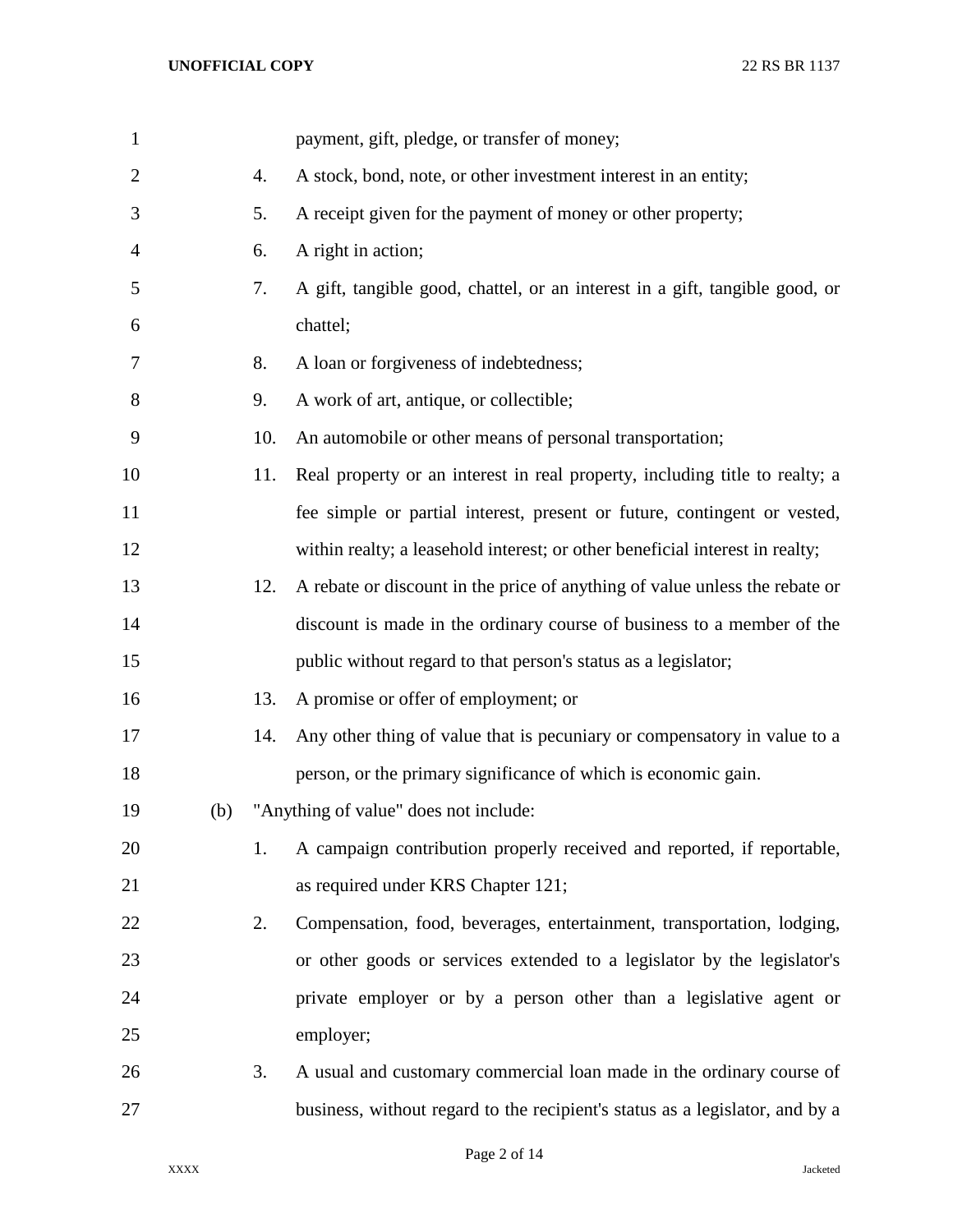payment, gift, pledge, or transfer of money;

4. A stock, bond, note, or other investment interest in an entity;
5. A receipt given for the payment of money or other property;
6. A right in action;
7. A gift, tangible good, chattel, or an interest in a gift, tangible good, or chattel;
8. A loan or forgiveness of indebtedness;
9. A work of art, antique, or collectible;
10. An automobile or other means of personal transportation;
11. Real property or an interest in real property, including title to realty; a fee simple or partial interest, present or future, contingent or vested, within realty; a leasehold interest; or other beneficial interest in realty;
12. A rebate or discount in the price of anything of value unless the rebate or discount is made in the ordinary course of business to a member of the public without regard to that person's status as a legislator;
13. A promise or offer of employment; or
14. Any other thing of value that is pecuniary or compensatory in value to a person, or the primary significance of which is economic gain.

(b) "Anything of value" does not include:

1. A campaign contribution properly received and reported, if reportable, as required under KRS Chapter 121;
2. Compensation, food, beverages, entertainment, transportation, lodging, or other goods or services extended to a legislator by the legislator's private employer or by a person other than a legislative agent or employer;
3. A usual and customary commercial loan made in the ordinary course of business, without regard to the recipient's status as a legislator, and by a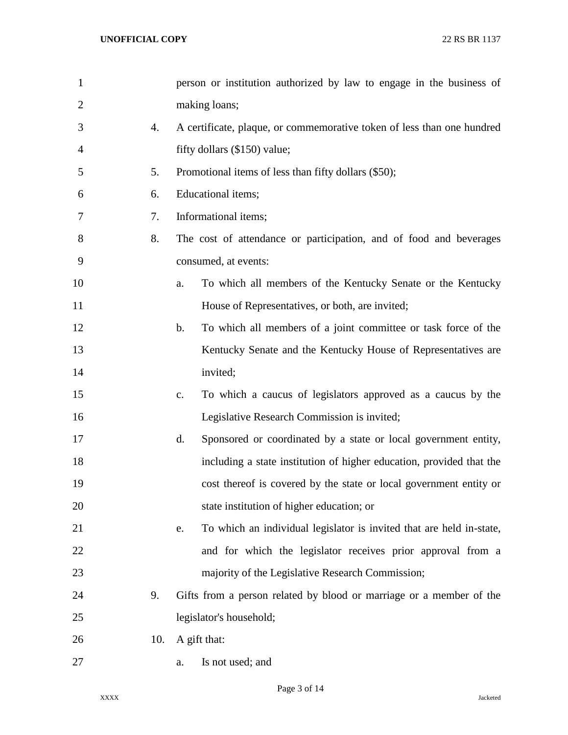person or institution authorized by law to engage in the business of making loans;

4. A certificate, plaque, or commemorative token of less than one hundred fifty dollars ($150) value;
5. Promotional items of less than fifty dollars ($50);
6. Educational items;
7. Informational items;
8. The cost of attendance or participation, and of food and beverages consumed, at events:
   a. To which all members of the Kentucky Senate or the Kentucky House of Representatives, or both, are invited;
   b. To which all members of a joint committee or task force of the Kentucky Senate and the Kentucky House of Representatives are invited;
   c. To which a caucus of legislators approved as a caucus by the Legislative Research Commission is invited;
   d. Sponsored or coordinated by a state or local government entity, including a state institution of higher education, provided that the cost thereof is covered by the state or local government entity or state institution of higher education; or
   e. To which an individual legislator is invited that are held in-state, and for which the legislator receives prior approval from a majority of the Legislative Research Commission;
9. Gifts from a person related by blood or marriage or a member of the legislator's household;
10. A gift that:
   a. Is not used; and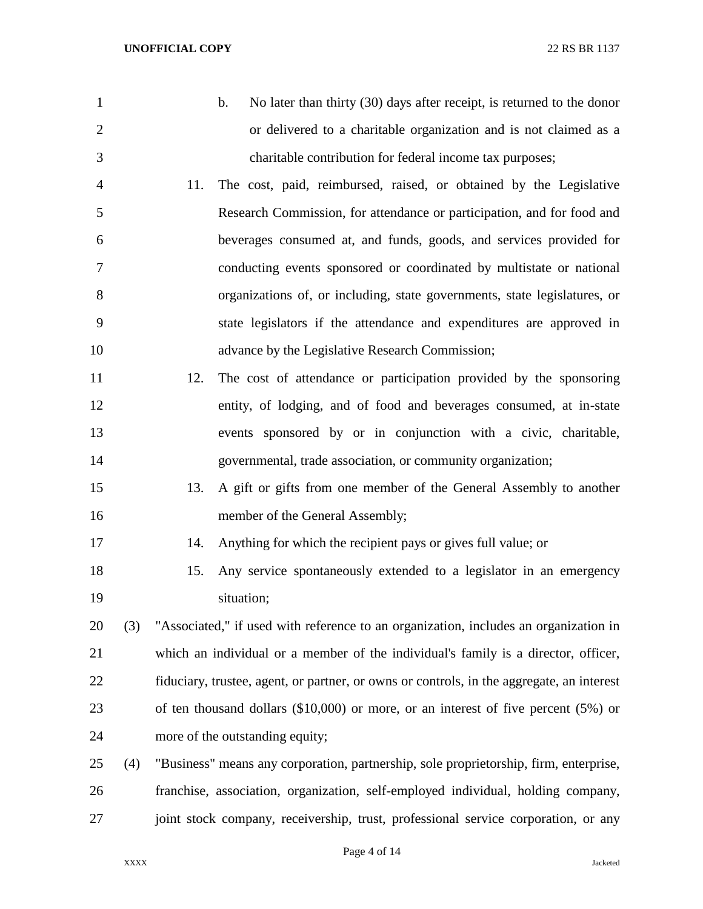b. No later than thirty (30) days after receipt, is returned to the donor or delivered to a charitable organization and is not claimed as a charitable contribution for federal income tax purposes;

11. The cost, paid, reimbursed, raised, or obtained by the Legislative Research Commission, for attendance or participation, and for food and beverages consumed at, and funds, goods, and services provided for conducting events sponsored or coordinated by multistate or national organizations of, or including, state governments, state legislatures, or state legislators if the attendance and expenditures are approved in advance by the Legislative Research Commission;

12. The cost of attendance or participation provided by the sponsoring entity, of lodging, and of food and beverages consumed, at in-state events sponsored by or in conjunction with a civic, charitable, governmental, trade association, or community organization;

13. A gift or gifts from one member of the General Assembly to another member of the General Assembly;

14. Anything for which the recipient pays or gives full value; or

15. Any service spontaneously extended to a legislator in an emergency situation;

(3) "Associated," if used with reference to an organization, includes an organization in which an individual or a member of the individual's family is a director, officer, fiduciary, trustee, agent, or partner, or owns or controls, in the aggregate, an interest of ten thousand dollars ($10,000) or more, or an interest of five percent (5%) or more of the outstanding equity;

(4) "Business" means any corporation, partnership, sole proprietorship, firm, enterprise, franchise, association, organization, self-employed individual, holding company, joint stock company, receivership, trust, professional service corporation, or any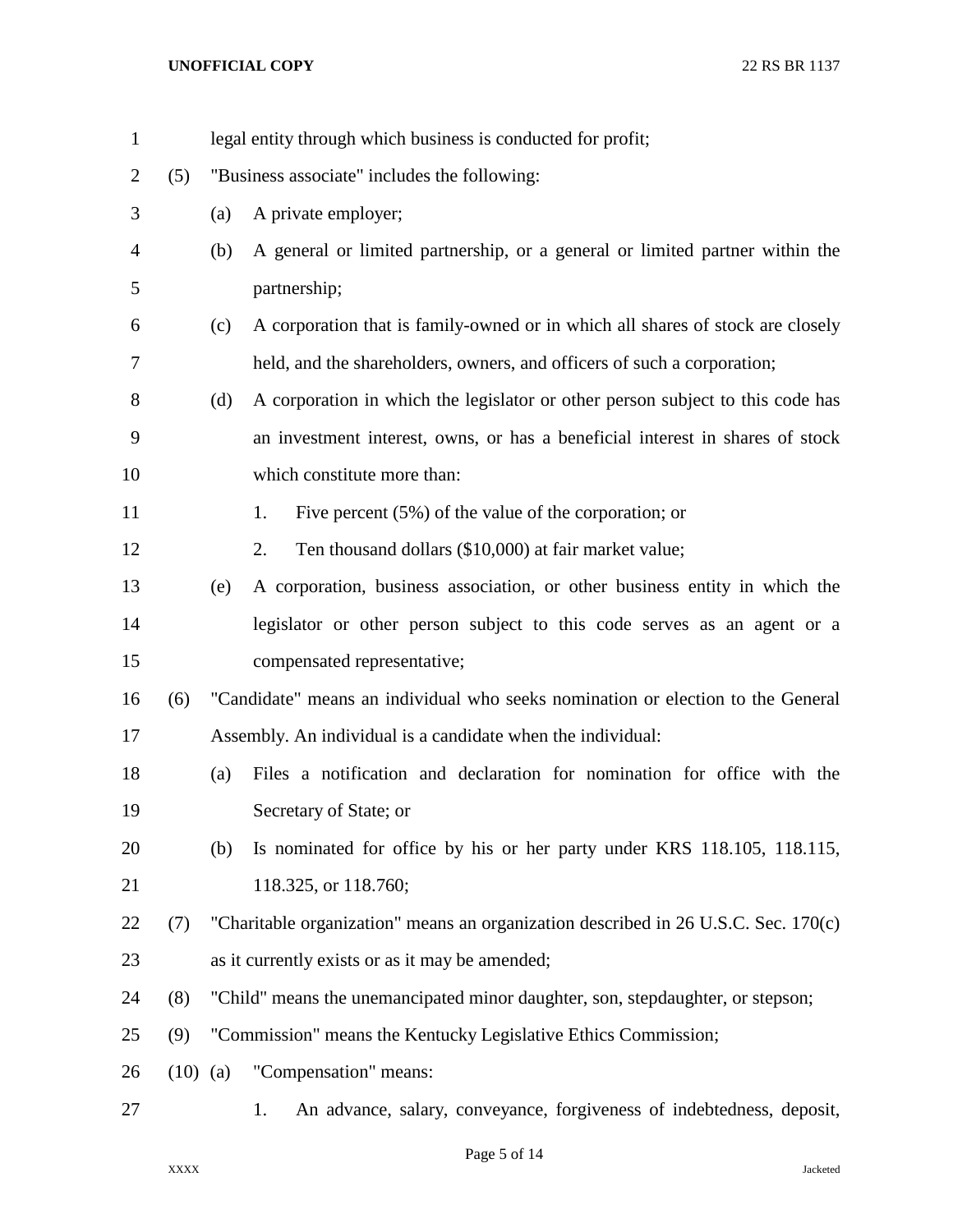legal entity through which business is conducted for profit;

(5) "Business associate" includes the following:

(a) A private employer;

(b) A general or limited partnership, or a general or limited partner within the partnership;

(c) A corporation that is family-owned or in which all shares of stock are closely held, and the shareholders, owners, and officers of such a corporation;

(d) A corporation in which the legislator or other person subject to this code has an investment interest, owns, or has a beneficial interest in shares of stock which constitute more than:

1. Five percent (5%) of the value of the corporation; or

2. Ten thousand dollars ($10,000) at fair market value;

(e) A corporation, business association, or other business entity in which the legislator or other person subject to this code serves as an agent or a compensated representative;

(6) "Candidate" means an individual who seeks nomination or election to the General Assembly. An individual is a candidate when the individual:

(a) Files a notification and declaration for nomination for office with the Secretary of State; or

(b) Is nominated for office by his or her party under KRS 118.105, 118.115, 118.325, or 118.760;

(7) "Charitable organization" means an organization described in 26 U.S.C. Sec. 170(c) as it currently exists or as it may be amended;

(8) "Child" means the unemancipated minor daughter, son, stepdaughter, or stepson;

(9) "Commission" means the Kentucky Legislative Ethics Commission;

(10) (a) "Compensation" means:

1. An advance, salary, conveyance, forgiveness of indebtedness, deposit,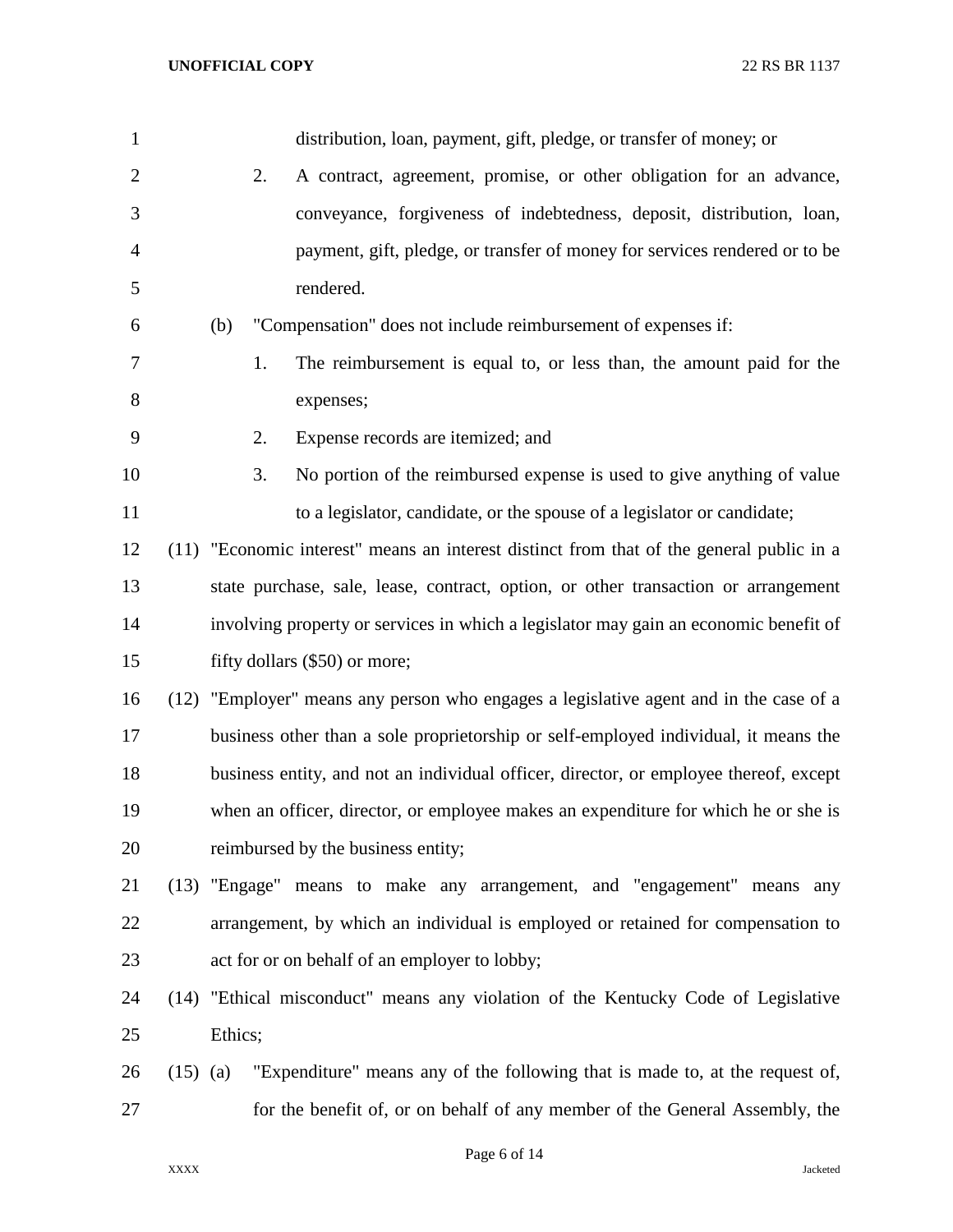distribution, loan, payment, gift, pledge, or transfer of money; or

2. A contract, agreement, promise, or other obligation for an advance, conveyance, forgiveness of indebtedness, deposit, distribution, loan, payment, gift, pledge, or transfer of money for services rendered or to be rendered.

(b) "Compensation" does not include reimbursement of expenses if:

1. The reimbursement is equal to, or less than, the amount paid for the expenses;

2. Expense records are itemized; and

3. No portion of the reimbursed expense is used to give anything of value to a legislator, candidate, or the spouse of a legislator or candidate;

(11) "Economic interest" means an interest distinct from that of the general public in a state purchase, sale, lease, contract, option, or other transaction or arrangement involving property or services in which a legislator may gain an economic benefit of fifty dollars ($50) or more;

(12) "Employer" means any person who engages a legislative agent and in the case of a business other than a sole proprietorship or self-employed individual, it means the business entity, and not an individual officer, director, or employee thereof, except when an officer, director, or employee makes an expenditure for which he or she is reimbursed by the business entity;

(13) "Engage" means to make any arrangement, and "engagement" means any arrangement, by which an individual is employed or retained for compensation to act for or on behalf of an employer to lobby;

(14) "Ethical misconduct" means any violation of the Kentucky Code of Legislative Ethics;

(15) (a) "Expenditure" means any of the following that is made to, at the request of, for the benefit of, or on behalf of any member of the General Assembly, the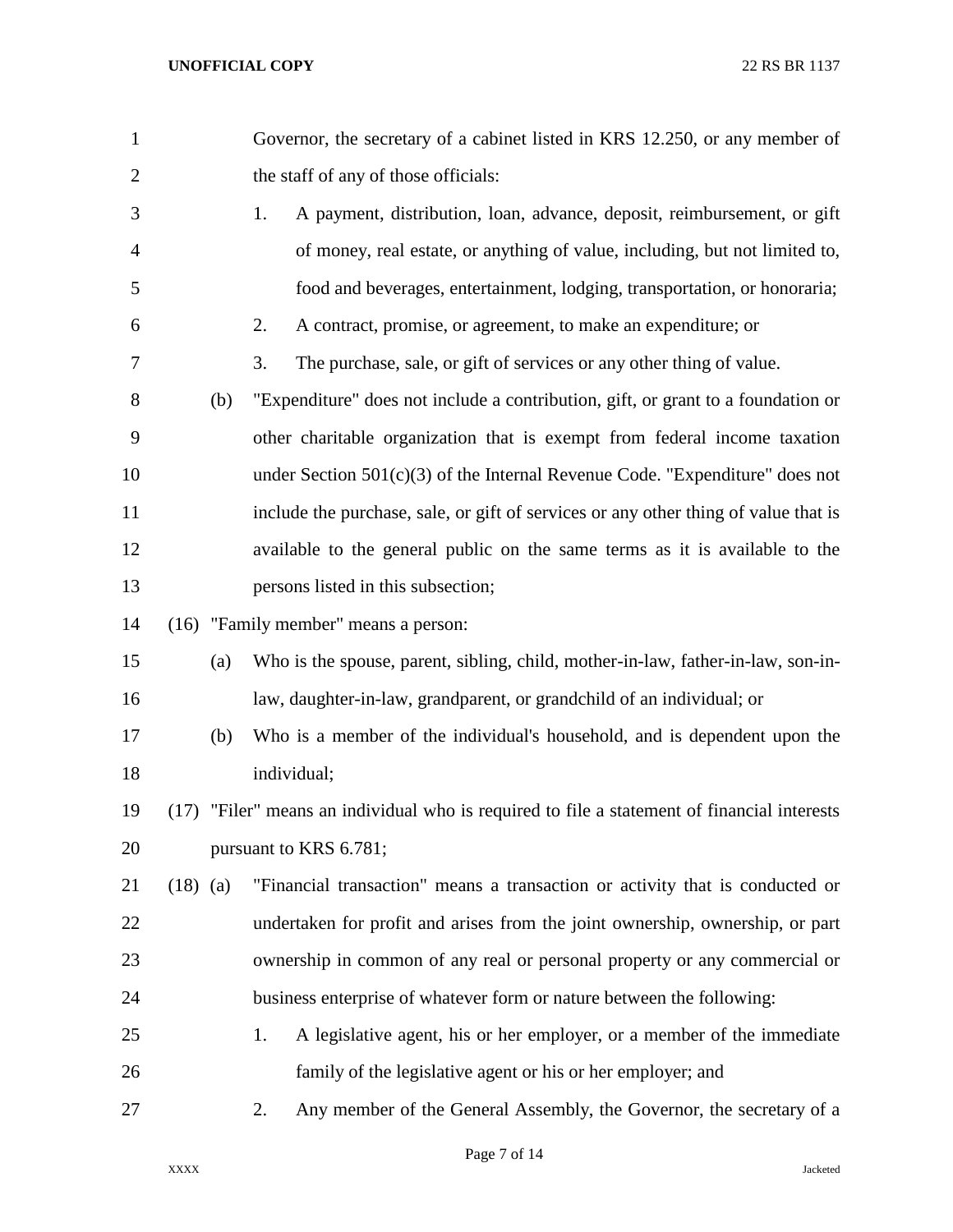Governor, the secretary of a cabinet listed in KRS 12.250, or any member of the staff of any of those officials:

1. A payment, distribution, loan, advance, deposit, reimbursement, or gift of money, real estate, or anything of value, including, but not limited to, food and beverages, entertainment, lodging, transportation, or honoraria;
2. A contract, promise, or agreement, to make an expenditure; or
3. The purchase, sale, or gift of services or any other thing of value.

(b) "Expenditure" does not include a contribution, gift, or grant to a foundation or other charitable organization that is exempt from federal income taxation under Section 501(c)(3) of the Internal Revenue Code. "Expenditure" does not include the purchase, sale, or gift of services or any other thing of value that is available to the general public on the same terms as it is available to the persons listed in this subsection;

(16) "Family member" means a person:

(a) Who is the spouse, parent, sibling, child, mother-in-law, father-in-law, son-in-law, daughter-in-law, grandparent, or grandchild of an individual; or

(b) Who is a member of the individual's household, and is dependent upon the individual;

(17) "Filer" means an individual who is required to file a statement of financial interests pursuant to KRS 6.781;

(18) (a) "Financial transaction" means a transaction or activity that is conducted or undertaken for profit and arises from the joint ownership, ownership, or part ownership in common of any real or personal property or any commercial or business enterprise of whatever form or nature between the following:

1. A legislative agent, his or her employer, or a member of the immediate family of the legislative agent or his or her employer; and
2. Any member of the General Assembly, the Governor, the secretary of a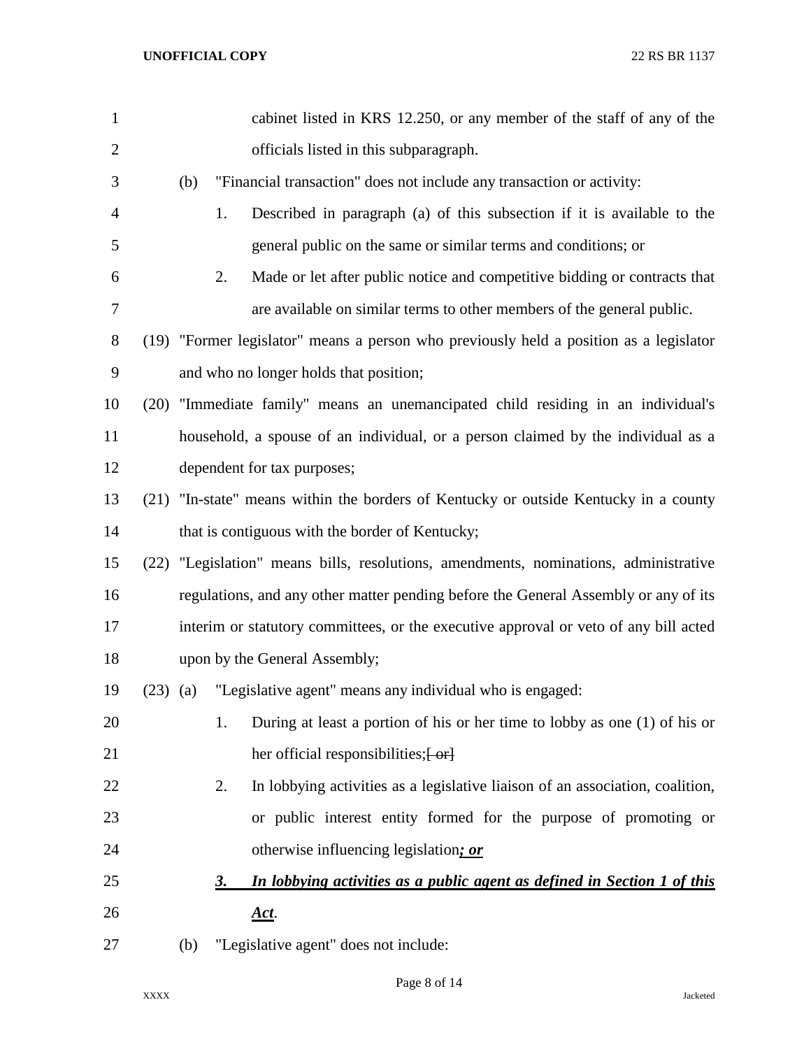cabinet listed in KRS 12.250, or any member of the staff of any of the officials listed in this subparagraph.

(b) "Financial transaction" does not include any transaction or activity:

1. Described in paragraph (a) of this subsection if it is available to the general public on the same or similar terms and conditions; or

2. Made or let after public notice and competitive bidding or contracts that are available on similar terms to other members of the general public.

(19) "Former legislator" means a person who previously held a position as a legislator and who no longer holds that position;

(20) "Immediate family" means an unemancipated child residing in an individual's household, a spouse of an individual, or a person claimed by the individual as a dependent for tax purposes;

(21) "In-state" means within the borders of Kentucky or outside Kentucky in a county that is contiguous with the border of Kentucky;

(22) "Legislation" means bills, resolutions, amendments, nominations, administrative regulations, and any other matter pending before the General Assembly or any of its interim or statutory committees, or the executive approval or veto of any bill acted upon by the General Assembly;

(23) (a) "Legislative agent" means any individual who is engaged:

1. During at least a portion of his or her time to lobby as one (1) of his or her official responsibilities;~~[ or]~~

2. In lobbying activities as a legislative liaison of an association, coalition, or public interest entity formed for the purpose of promoting or otherwise influencing legislation***; or***

***3. In lobbying activities as a public agent as defined in Section 1 of this Act***.

(b) "Legislative agent" does not include: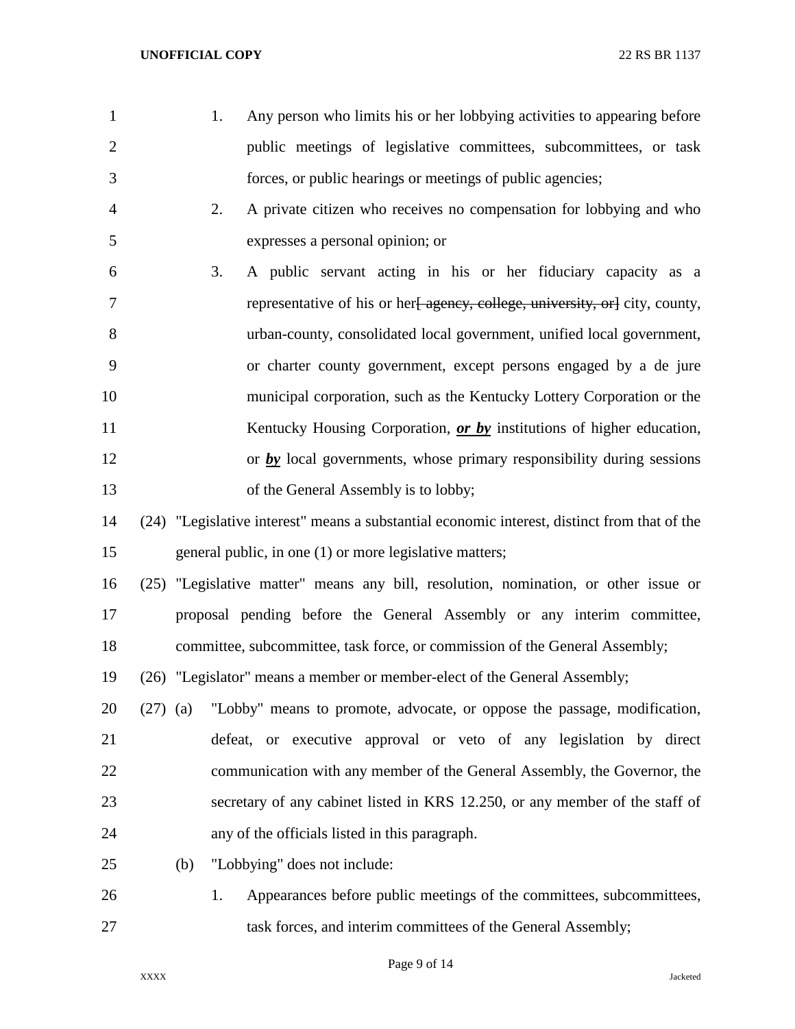1. Any person who limits his or her lobbying activities to appearing before public meetings of legislative committees, subcommittees, or task forces, or public hearings or meetings of public agencies;
2. A private citizen who receives no compensation for lobbying and who expresses a personal opinion; or
3. A public servant acting in his or her fiduciary capacity as a representative of his or her~~[ agency, college, university, or]~~ city, county, urban-county, consolidated local government, unified local government, or charter county government, except persons engaged by a de jure municipal corporation, such as the Kentucky Lottery Corporation or the Kentucky Housing Corporation, ***or by*** institutions of higher education, or ***by*** local governments, whose primary responsibility during sessions of the General Assembly is to lobby;

(24) "Legislative interest" means a substantial economic interest, distinct from that of the general public, in one (1) or more legislative matters;

(25) "Legislative matter" means any bill, resolution, nomination, or other issue or proposal pending before the General Assembly or any interim committee, committee, subcommittee, task force, or commission of the General Assembly;

(26) "Legislator" means a member or member-elect of the General Assembly;

(27) (a) "Lobby" means to promote, advocate, or oppose the passage, modification, defeat, or executive approval or veto of any legislation by direct communication with any member of the General Assembly, the Governor, the secretary of any cabinet listed in KRS 12.250, or any member of the staff of any of the officials listed in this paragraph.

(b) "Lobbying" does not include:

1. Appearances before public meetings of the committees, subcommittees, task forces, and interim committees of the General Assembly;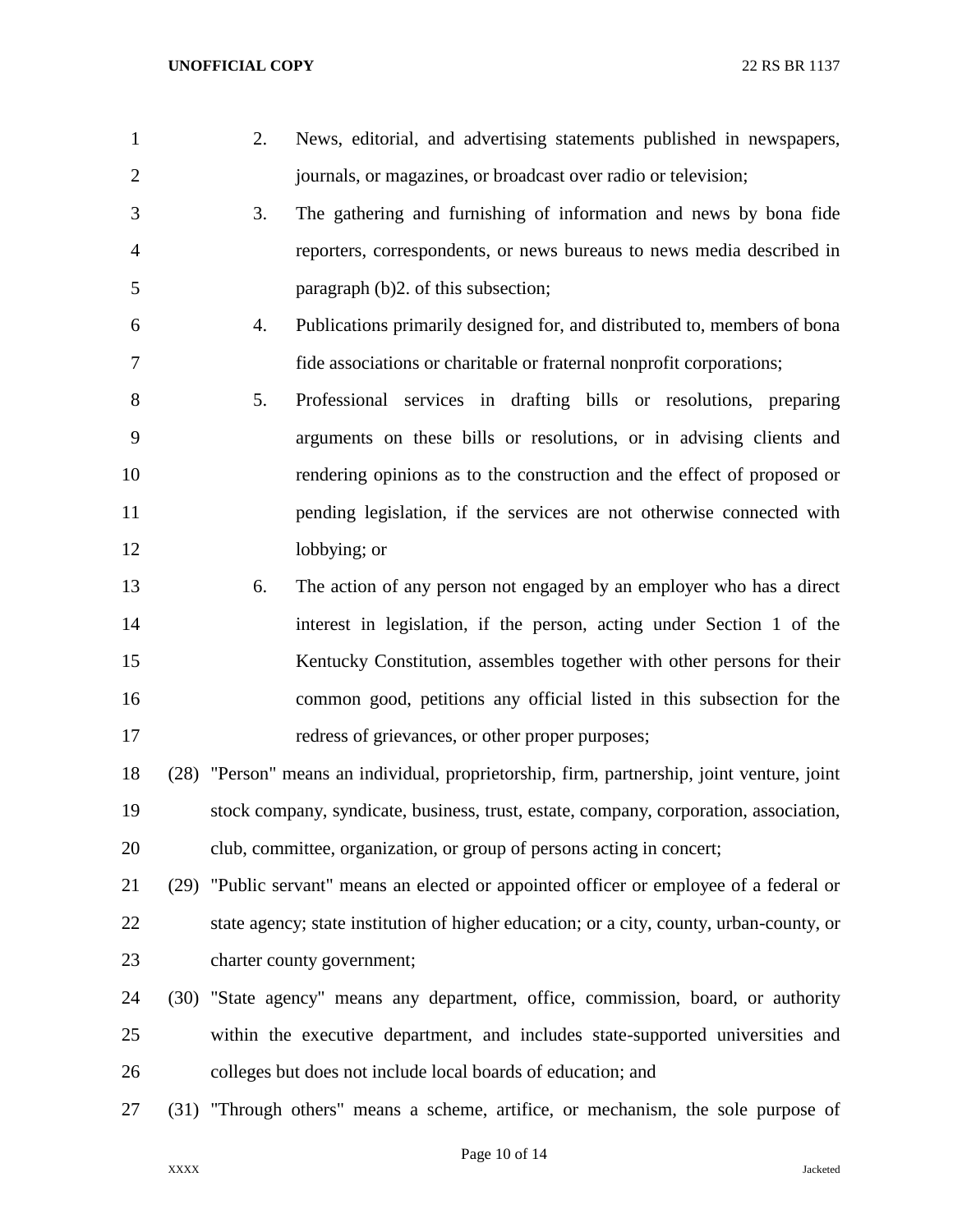2. News, editorial, and advertising statements published in newspapers, journals, or magazines, or broadcast over radio or television;

3. The gathering and furnishing of information and news by bona fide reporters, correspondents, or news bureaus to news media described in paragraph (b)2. of this subsection;

4. Publications primarily designed for, and distributed to, members of bona fide associations or charitable or fraternal nonprofit corporations;

5. Professional services in drafting bills or resolutions, preparing arguments on these bills or resolutions, or in advising clients and rendering opinions as to the construction and the effect of proposed or pending legislation, if the services are not otherwise connected with lobbying; or

6. The action of any person not engaged by an employer who has a direct interest in legislation, if the person, acting under Section 1 of the Kentucky Constitution, assembles together with other persons for their common good, petitions any official listed in this subsection for the redress of grievances, or other proper purposes;

(28) "Person" means an individual, proprietorship, firm, partnership, joint venture, joint stock company, syndicate, business, trust, estate, company, corporation, association, club, committee, organization, or group of persons acting in concert;

(29) "Public servant" means an elected or appointed officer or employee of a federal or state agency; state institution of higher education; or a city, county, urban-county, or charter county government;

(30) "State agency" means any department, office, commission, board, or authority within the executive department, and includes state-supported universities and colleges but does not include local boards of education; and

(31) "Through others" means a scheme, artifice, or mechanism, the sole purpose of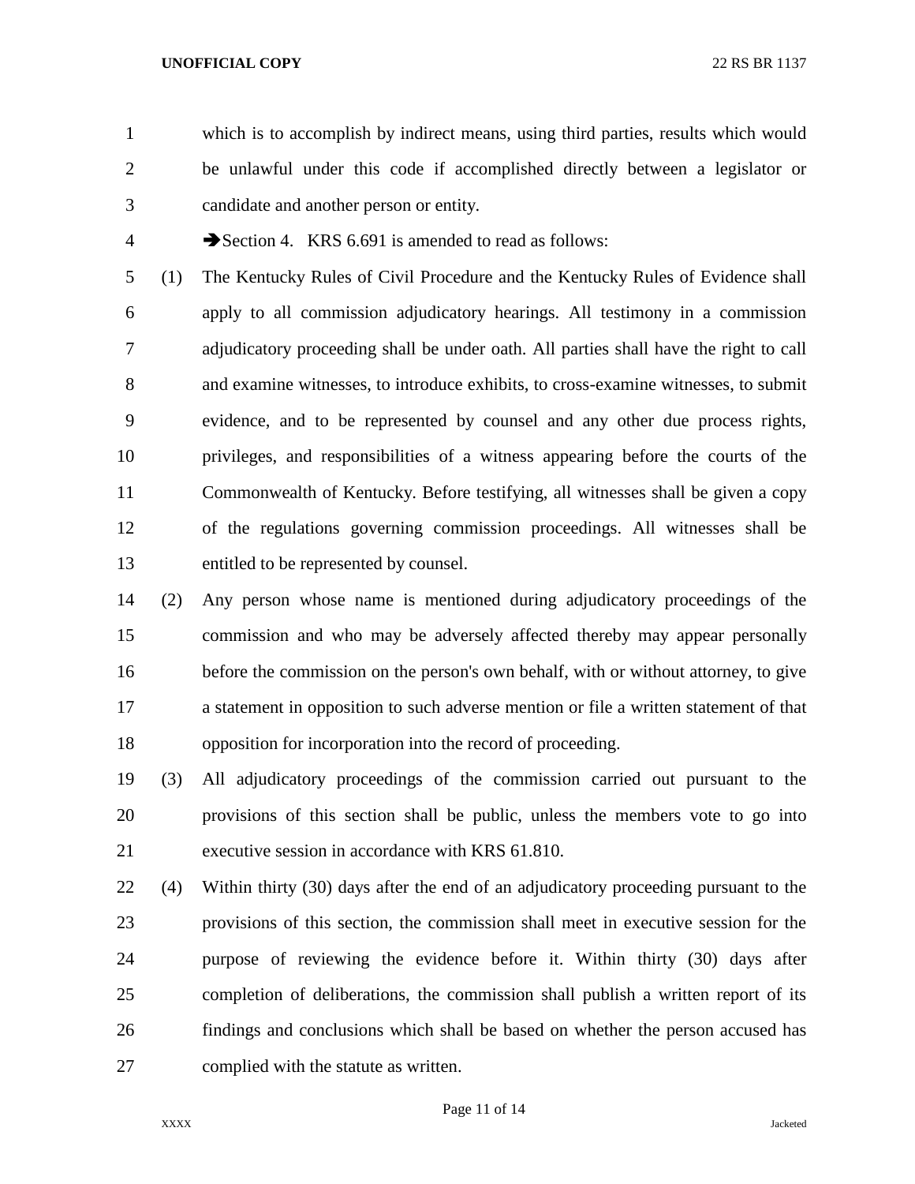which is to accomplish by indirect means, using third parties, results which would be unlawful under this code if accomplished directly between a legislator or candidate and another person or entity.

➔Section 4. KRS 6.691 is amended to read as follows:

(1) The Kentucky Rules of Civil Procedure and the Kentucky Rules of Evidence shall apply to all commission adjudicatory hearings. All testimony in a commission adjudicatory proceeding shall be under oath. All parties shall have the right to call and examine witnesses, to introduce exhibits, to cross-examine witnesses, to submit evidence, and to be represented by counsel and any other due process rights, privileges, and responsibilities of a witness appearing before the courts of the Commonwealth of Kentucky. Before testifying, all witnesses shall be given a copy of the regulations governing commission proceedings. All witnesses shall be entitled to be represented by counsel.

(2) Any person whose name is mentioned during adjudicatory proceedings of the commission and who may be adversely affected thereby may appear personally before the commission on the person's own behalf, with or without attorney, to give a statement in opposition to such adverse mention or file a written statement of that opposition for incorporation into the record of proceeding.

(3) All adjudicatory proceedings of the commission carried out pursuant to the provisions of this section shall be public, unless the members vote to go into executive session in accordance with KRS 61.810.

(4) Within thirty (30) days after the end of an adjudicatory proceeding pursuant to the provisions of this section, the commission shall meet in executive session for the purpose of reviewing the evidence before it. Within thirty (30) days after completion of deliberations, the commission shall publish a written report of its findings and conclusions which shall be based on whether the person accused has complied with the statute as written.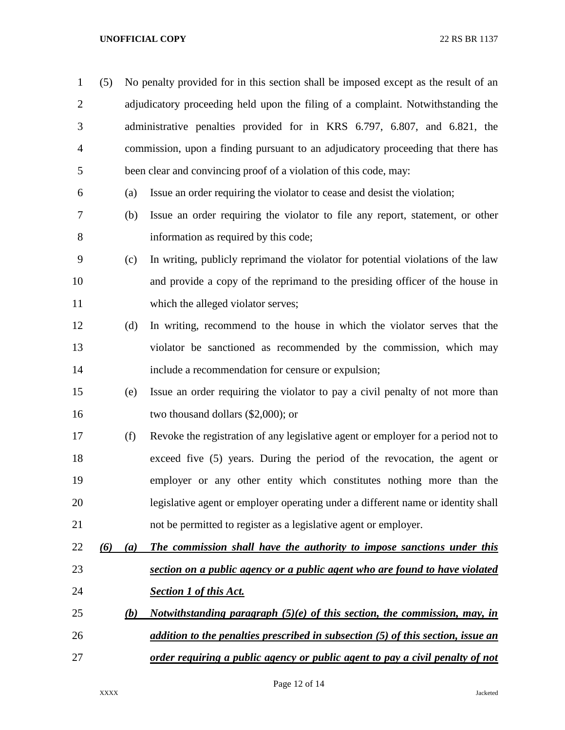(5) No penalty provided for in this section shall be imposed except as the result of an adjudicatory proceeding held upon the filing of a complaint. Notwithstanding the administrative penalties provided for in KRS 6.797, 6.807, and 6.821, the commission, upon a finding pursuant to an adjudicatory proceeding that there has been clear and convincing proof of a violation of this code, may:

(a) Issue an order requiring the violator to cease and desist the violation;

(b) Issue an order requiring the violator to file any report, statement, or other information as required by this code;

(c) In writing, publicly reprimand the violator for potential violations of the law and provide a copy of the reprimand to the presiding officer of the house in which the alleged violator serves;

(d) In writing, recommend to the house in which the violator serves that the violator be sanctioned as recommended by the commission, which may include a recommendation for censure or expulsion;

(e) Issue an order requiring the violator to pay a civil penalty of not more than two thousand dollars ($2,000); or

(f) Revoke the registration of any legislative agent or employer for a period not to exceed five (5) years. During the period of the revocation, the agent or employer or any other entity which constitutes nothing more than the legislative agent or employer operating under a different name or identity shall not be permitted to register as a legislative agent or employer.

***(6) (a) The commission shall have the authority to impose sanctions under this section on a public agency or a public agent who are found to have violated Section 1 of this Act.***

***(b) Notwithstanding paragraph (5)(e) of this section, the commission, may, in addition to the penalties prescribed in subsection (5) of this section, issue an order requiring a public agency or public agent to pay a civil penalty of not***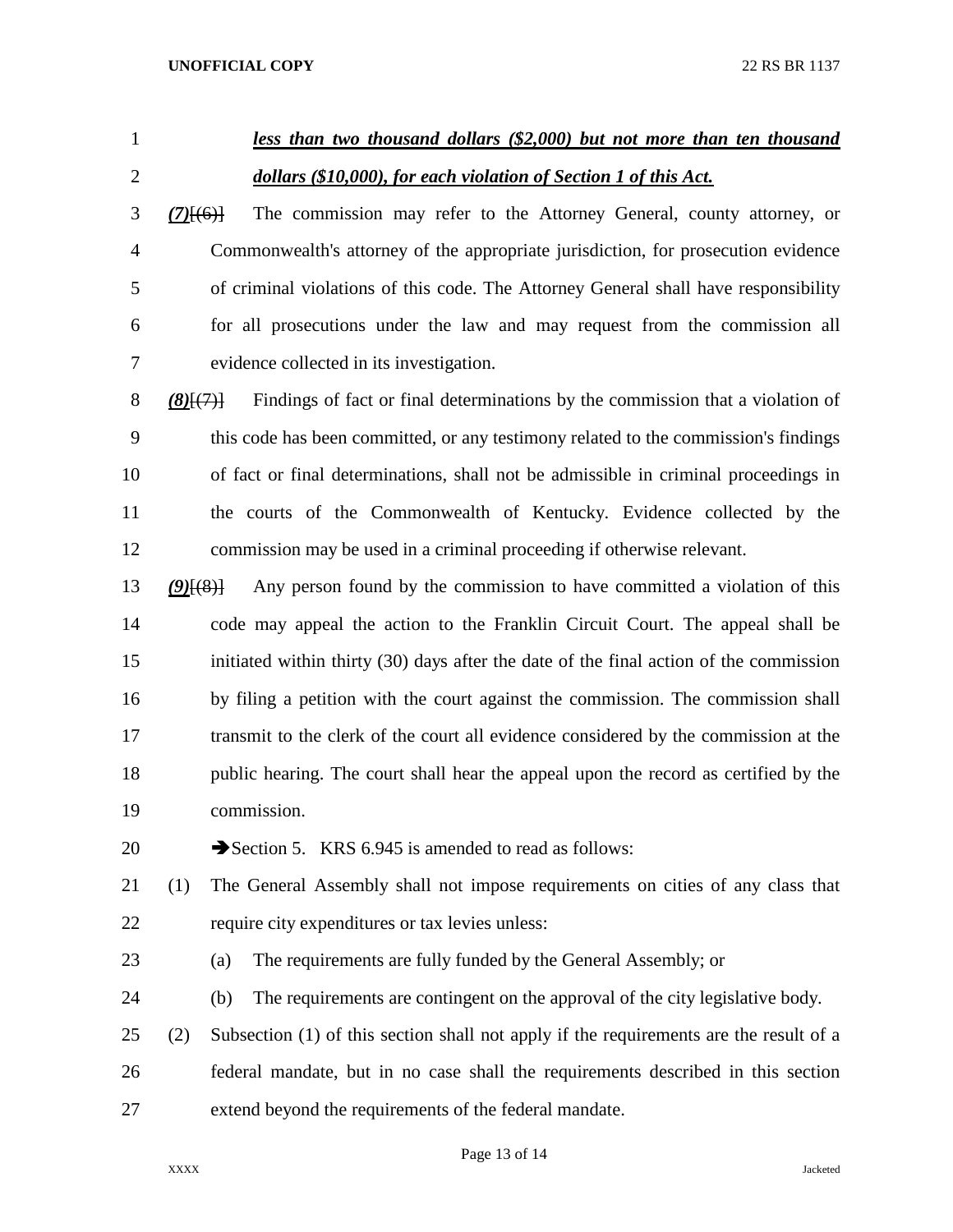***less than two thousand dollars ($2,000) but not more than ten thousand dollars ($10,000), for each violation of Section 1 of this Act.***

***(7)***~~[(6)]~~ The commission may refer to the Attorney General, county attorney, or Commonwealth's attorney of the appropriate jurisdiction, for prosecution evidence of criminal violations of this code. The Attorney General shall have responsibility for all prosecutions under the law and may request from the commission all evidence collected in its investigation.

***(8)***~~[(7)]~~ Findings of fact or final determinations by the commission that a violation of this code has been committed, or any testimony related to the commission's findings of fact or final determinations, shall not be admissible in criminal proceedings in the courts of the Commonwealth of Kentucky. Evidence collected by the commission may be used in a criminal proceeding if otherwise relevant.

***(9)***~~[(8)]~~ Any person found by the commission to have committed a violation of this code may appeal the action to the Franklin Circuit Court. The appeal shall be initiated within thirty (30) days after the date of the final action of the commission by filing a petition with the court against the commission. The commission shall transmit to the clerk of the court all evidence considered by the commission at the public hearing. The court shall hear the appeal upon the record as certified by the commission.

➔Section 5. KRS 6.945 is amended to read as follows:

(1) The General Assembly shall not impose requirements on cities of any class that require city expenditures or tax levies unless:

(a) The requirements are fully funded by the General Assembly; or

(b) The requirements are contingent on the approval of the city legislative body.

(2) Subsection (1) of this section shall not apply if the requirements are the result of a federal mandate, but in no case shall the requirements described in this section extend beyond the requirements of the federal mandate.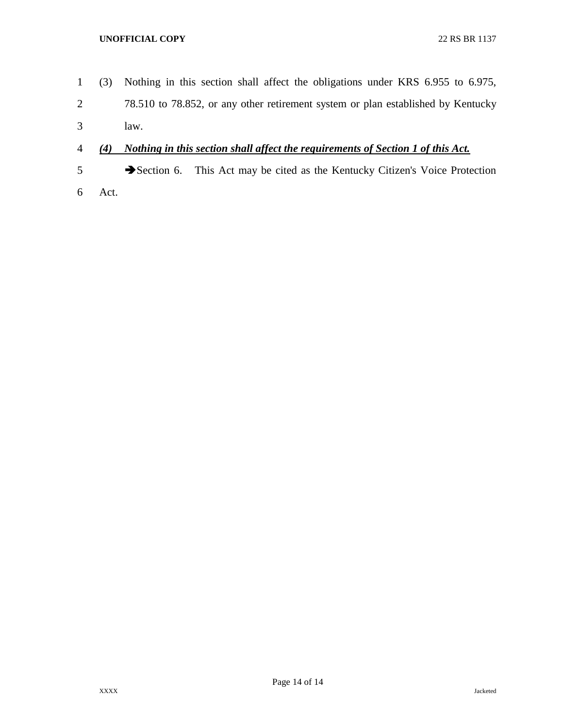(3) Nothing in this section shall affect the obligations under KRS 6.955 to 6.975, 78.510 to 78.852, or any other retirement system or plan established by Kentucky law.

***<u>(4) Nothing in this section shall affect the requirements of Section 1 of this Act.</u>***

➔Section 6. This Act may be cited as the Kentucky Citizen's Voice Protection Act.